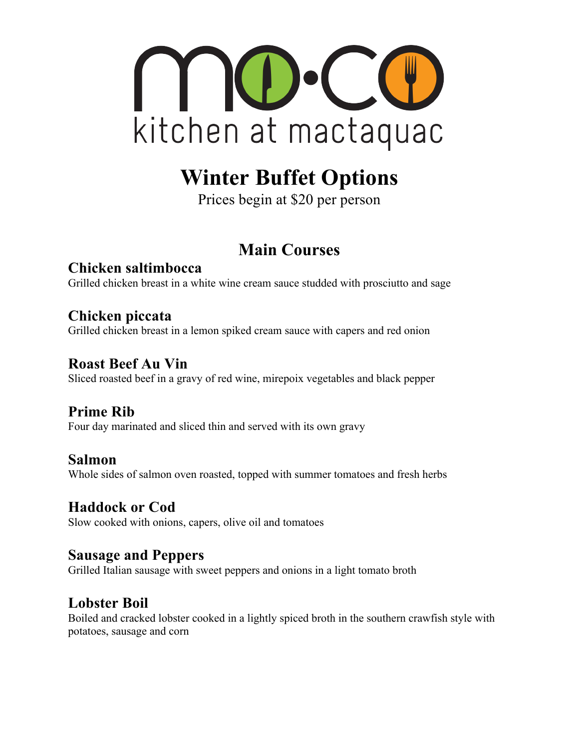mo·co

kitchen at mactaquac

# Winter Buffet Options

Prices begin at $20 per person

## Main Courses

### Chicken saltimbocca
Grilled chicken breast in a white wine cream sauce studded with prosciutto and sage

### Chicken piccata
Grilled chicken breast in a lemon spiked cream sauce with capers and red onion

### Roast Beef Au Vin
Sliced roasted beef in a gravy of red wine, mirepoix vegetables and black pepper

### Prime Rib
Four day marinated and sliced thin and served with its own gravy

### Salmon
Whole sides of salmon oven roasted, topped with summer tomatoes and fresh herbs

### Haddock or Cod
Slow cooked with onions, capers, olive oil and tomatoes

### Sausage and Peppers
Grilled Italian sausage with sweet peppers and onions in a light tomato broth

### Lobster Boil
Boiled and cracked lobster cooked in a lightly spiced broth in the southern crawfish style with potatoes, sausage and corn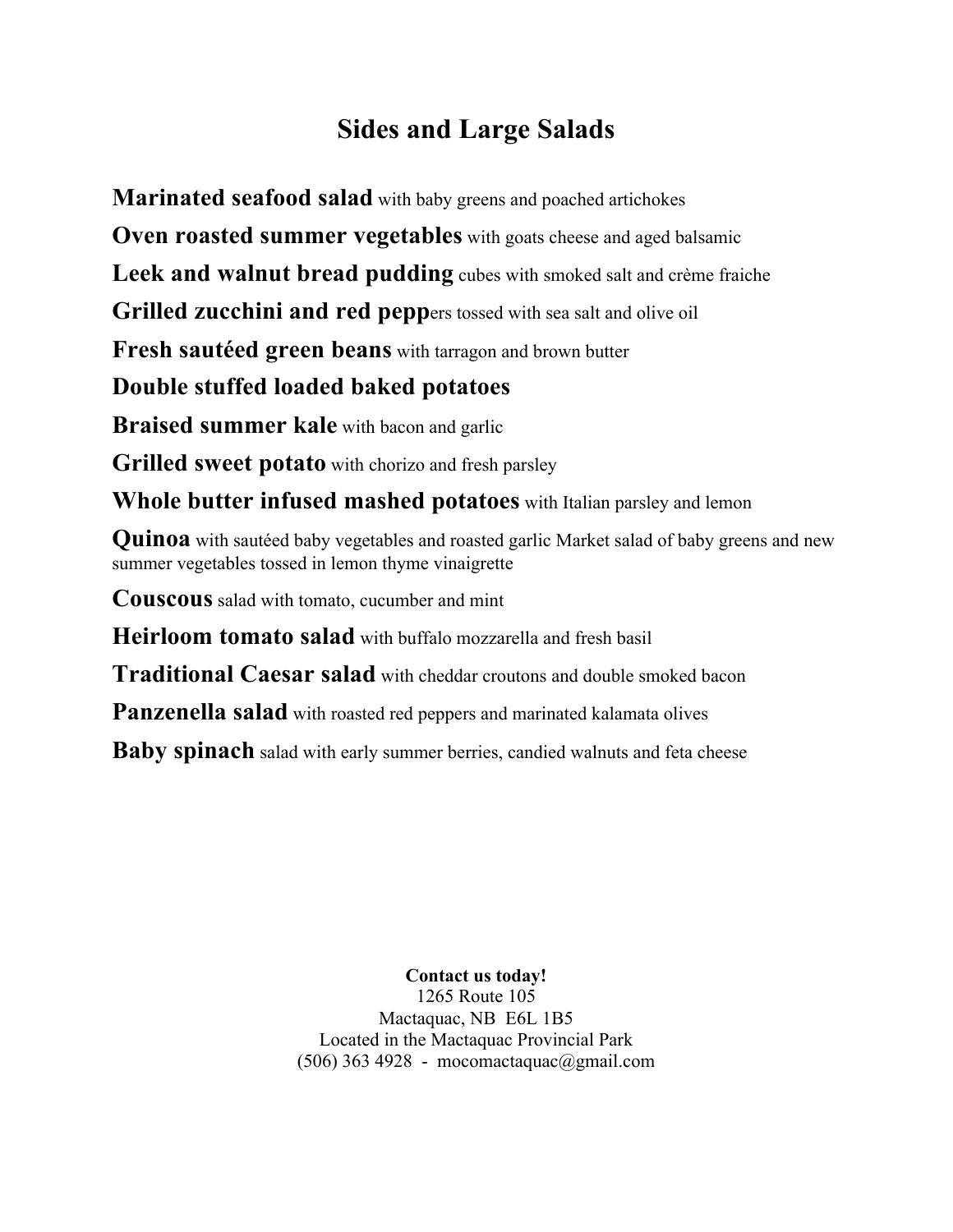# Sides and Large Salads

**Marinated seafood salad** with baby greens and poached artichokes

**Oven roasted summer vegetables** with goats cheese and aged balsamic

**Leek and walnut bread pudding** cubes with smoked salt and crème fraiche

**Grilled zucchini and red pepp**ers tossed with sea salt and olive oil

**Fresh sautéed green beans** with tarragon and brown butter

**Double stuffed loaded baked potatoes**

**Braised summer kale** with bacon and garlic

**Grilled sweet potato** with chorizo and fresh parsley

**Whole butter infused mashed potatoes** with Italian parsley and lemon

**Quinoa** with sautéed baby vegetables and roasted garlic Market salad of baby greens and new summer vegetables tossed in lemon thyme vinaigrette

**Couscous** salad with tomato, cucumber and mint

**Heirloom tomato salad** with buffalo mozzarella and fresh basil

**Traditional Caesar salad** with cheddar croutons and double smoked bacon

**Panzenella salad** with roasted red peppers and marinated kalamata olives

**Baby spinach** salad with early summer berries, candied walnuts and feta cheese

**Contact us today!**
1265 Route 105
Mactaquac, NB E6L 1B5
Located in the Mactaquac Provincial Park
(506) 363 4928 - mocomactaquac@gmail.com